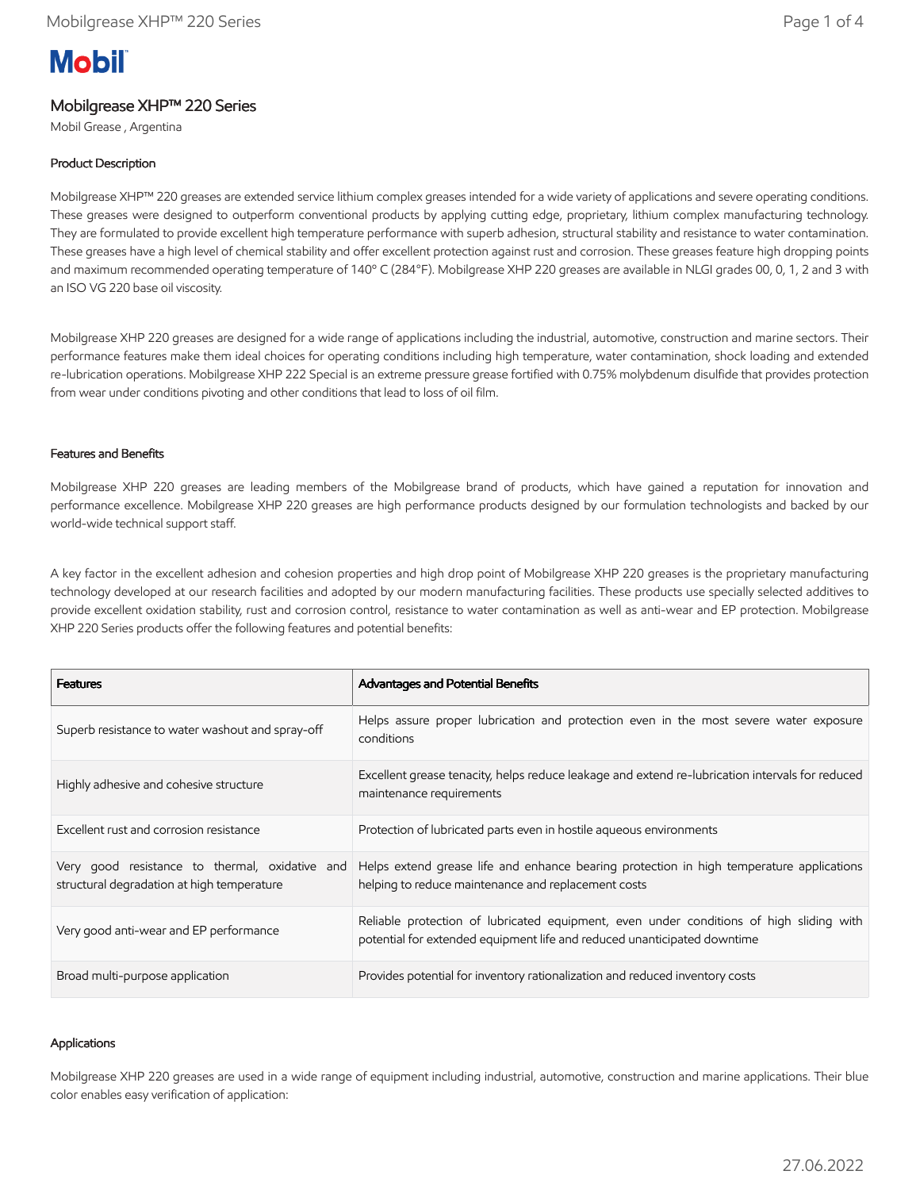**Mobil**

# Mobilgrease XHP™ 220 Series

Mobil Grease , Argentina

### Product Description

Mobilgrease XHP™ 220 greases are extended service lithium complex greases intended for a wide variety of applications and severe operating conditions. These greases were designed to outperform conventional products by applying cutting edge, proprietary, lithium complex manufacturing technology. They are formulated to provide excellent high temperature performance with superb adhesion, structural stability and resistance to water contamination. These greases have a high level of chemical stability and offer excellent protection against rust and corrosion. These greases feature high dropping points and maximum recommended operating temperature of 140° C (284°F). Mobilgrease XHP 220 greases are available in NLGI grades 00, 0, 1, 2 and 3 with an ISO VG 220 base oil viscosity.

Mobilgrease XHP 220 greases are designed for a wide range of applications including the industrial, automotive, construction and marine sectors. Their performance features make them ideal choices for operating conditions including high temperature, water contamination, shock loading and extended re-lubrication operations. Mobilgrease XHP 222 Special is an extreme pressure grease fortified with 0.75% molybdenum disulfide that provides protection from wear under conditions pivoting and other conditions that lead to loss of oil film.

### Features and Benefits

Mobilgrease XHP 220 greases are leading members of the Mobilgrease brand of products, which have gained a reputation for innovation and performance excellence. Mobilgrease XHP 220 greases are high performance products designed by our formulation technologists and backed by our world-wide technical support staff.

A key factor in the excellent adhesion and cohesion properties and high drop point of Mobilgrease XHP 220 greases is the proprietary manufacturing technology developed at our research facilities and adopted by our modern manufacturing facilities. These products use specially selected additives to provide excellent oxidation stability, rust and corrosion control, resistance to water contamination as well as anti-wear and EP protection. Mobilgrease XHP 220 Series products offer the following features and potential benefits:

| Features | Advantages and Potential Benefits |
| --- | --- |
| Superb resistance to water washout and spray-off | Helps assure proper lubrication and protection even in the most severe water exposure conditions |
| Highly adhesive and cohesive structure | Excellent grease tenacity, helps reduce leakage and extend re-lubrication intervals for reduced maintenance requirements |
| Excellent rust and corrosion resistance | Protection of lubricated parts even in hostile aqueous environments |
| Very good resistance to thermal, oxidative and structural degradation at high temperature | Helps extend grease life and enhance bearing protection in high temperature applications helping to reduce maintenance and replacement costs |
| Very good anti-wear and EP performance | Reliable protection of lubricated equipment, even under conditions of high sliding with potential for extended equipment life and reduced unanticipated downtime |
| Broad multi-purpose application | Provides potential for inventory rationalization and reduced inventory costs |

### Applications

Mobilgrease XHP 220 greases are used in a wide range of equipment including industrial, automotive, construction and marine applications. Their blue color enables easy verification of application: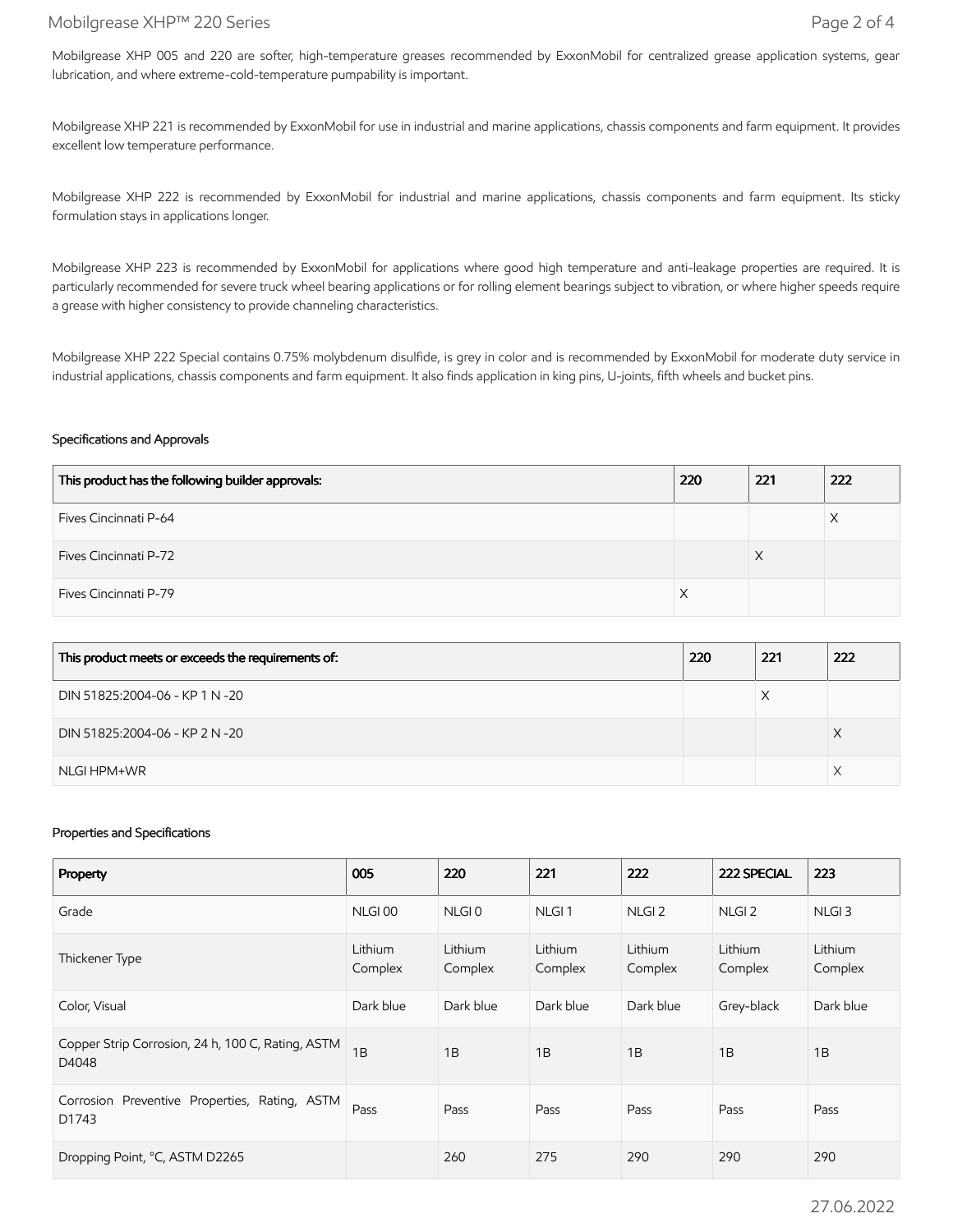Mobilgrease XHP 005 and 220 are softer, high-temperature greases recommended by ExxonMobil for centralized grease application systems, gear lubrication, and where extreme-cold-temperature pumpability is important.

Mobilgrease XHP 221 is recommended by ExxonMobil for use in industrial and marine applications, chassis components and farm equipment. It provides excellent low temperature performance.

Mobilgrease XHP 222 is recommended by ExxonMobil for industrial and marine applications, chassis components and farm equipment. Its sticky formulation stays in applications longer.

Mobilgrease XHP 223 is recommended by ExxonMobil for applications where good high temperature and anti-leakage properties are required. It is particularly recommended for severe truck wheel bearing applications or for rolling element bearings subject to vibration, or where higher speeds require a grease with higher consistency to provide channeling characteristics.

Mobilgrease XHP 222 Special contains 0.75% molybdenum disulfide, is grey in color and is recommended by ExxonMobil for moderate duty service in industrial applications, chassis components and farm equipment. It also finds application in king pins, U-joints, fifth wheels and bucket pins.

## Specifications and Approvals

| This product has the following builder approvals: | 220 | 221 | 222 |
|---|---|---|---|
| Fives Cincinnati P-64 | | | X |
| Fives Cincinnati P-72 | | X | |
| Fives Cincinnati P-79 | X | | |

| This product meets or exceeds the requirements of: | 220 | 221 | 222 |
|---|---|---|---|
| DIN 51825:2004-06 - KP 1 N -20 | | X | |
| DIN 51825:2004-06 - KP 2 N -20 | | | X |
| NLGI HPM+WR | | | X |

## Properties and Specifications

| Property | 005 | 220 | 221 | 222 | 222 SPECIAL | 223 |
|---|---|---|---|---|---|---|
| Grade | NLGI 00 | NLGI 0 | NLGI 1 | NLGI 2 | NLGI 2 | NLGI 3 |
| Thickener Type | Lithium Complex | Lithium Complex | Lithium Complex | Lithium Complex | Lithium Complex | Lithium Complex |
| Color, Visual | Dark blue | Dark blue | Dark blue | Dark blue | Grey-black | Dark blue |
| Copper Strip Corrosion, 24 h, 100 C, Rating, ASTM D4048 | 1B | 1B | 1B | 1B | 1B | 1B |
| Corrosion Preventive Properties, Rating, ASTM D1743 | Pass | Pass | Pass | Pass | Pass | Pass |
| Dropping Point, °C, ASTM D2265 | | 260 | 275 | 290 | 290 | 290 |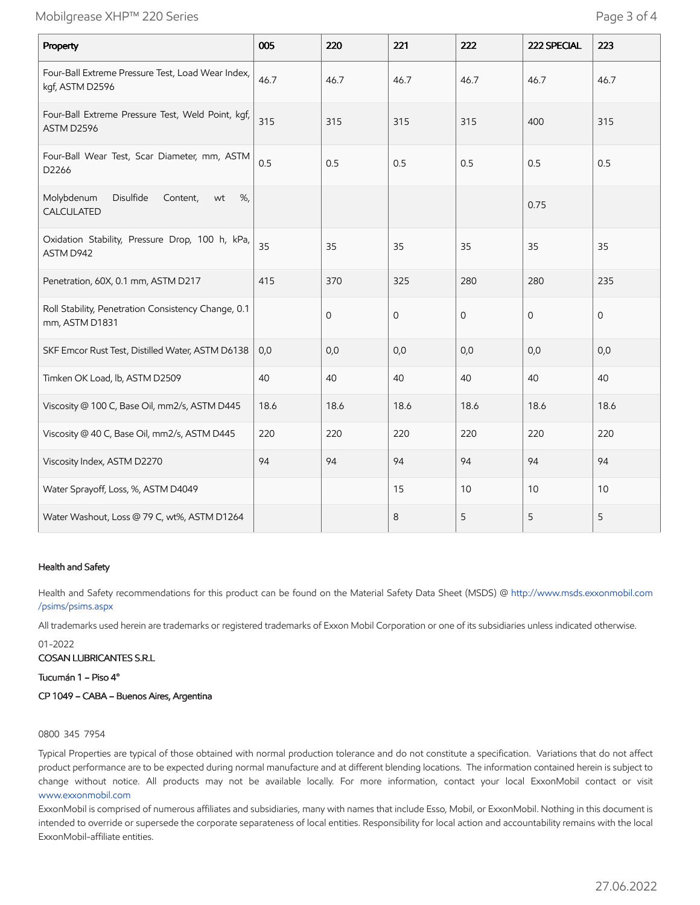| Property | 005 | 220 | 221 | 222 | 222 SPECIAL | 223 |
| --- | --- | --- | --- | --- | --- | --- |
| Four-Ball Extreme Pressure Test, Load Wear Index, kgf, ASTM D2596 | 46.7 | 46.7 | 46.7 | 46.7 | 46.7 | 46.7 |
| Four-Ball Extreme Pressure Test, Weld Point, kgf, ASTM D2596 | 315 | 315 | 315 | 315 | 400 | 315 |
| Four-Ball Wear Test, Scar Diameter, mm, ASTM D2266 | 0.5 | 0.5 | 0.5 | 0.5 | 0.5 | 0.5 |
| Molybdenum Disulfide Content, wt %, CALCULATED | | | | | 0.75 | |
| Oxidation Stability, Pressure Drop, 100 h, kPa, ASTM D942 | 35 | 35 | 35 | 35 | 35 | 35 |
| Penetration, 60X, 0.1 mm, ASTM D217 | 415 | 370 | 325 | 280 | 280 | 235 |
| Roll Stability, Penetration Consistency Change, 0.1 mm, ASTM D1831 | | 0 | 0 | 0 | 0 | 0 |
| SKF Emcor Rust Test, Distilled Water, ASTM D6138 | 0,0 | 0,0 | 0,0 | 0,0 | 0,0 | 0,0 |
| Timken OK Load, lb, ASTM D2509 | 40 | 40 | 40 | 40 | 40 | 40 |
| Viscosity @ 100 C, Base Oil, mm2/s, ASTM D445 | 18.6 | 18.6 | 18.6 | 18.6 | 18.6 | 18.6 |
| Viscosity @ 40 C, Base Oil, mm2/s, ASTM D445 | 220 | 220 | 220 | 220 | 220 | 220 |
| Viscosity Index, ASTM D2270 | 94 | 94 | 94 | 94 | 94 | 94 |
| Water Sprayoff, Loss, %, ASTM D4049 | | | 15 | 10 | 10 | 10 |
| Water Washout, Loss @ 79 C, wt%, ASTM D1264 | | | 8 | 5 | 5 | 5 |

#### Health and Safety

Health and Safety recommendations for this product can be found on the Material Safety Data Sheet (MSDS) @ http://www.msds.exxonmobil.com/psims/psims.aspx

All trademarks used herein are trademarks or registered trademarks of Exxon Mobil Corporation or one of its subsidiaries unless indicated otherwise.

01-2022

COSAN LUBRICANTES S.R.L

Tucumán 1 – Piso 4°

CP 1049 – CABA – Buenos Aires, Argentina

0800 345 7954

Typical Properties are typical of those obtained with normal production tolerance and do not constitute a specification. Variations that do not affect product performance are to be expected during normal manufacture and at different blending locations. The information contained herein is subject to change without notice. All products may not be available locally. For more information, contact your local ExxonMobil contact or visit www.exxonmobil.com

ExxonMobil is comprised of numerous affiliates and subsidiaries, many with names that include Esso, Mobil, or ExxonMobil. Nothing in this document is intended to override or supersede the corporate separateness of local entities. Responsibility for local action and accountability remains with the local ExxonMobil-affiliate entities.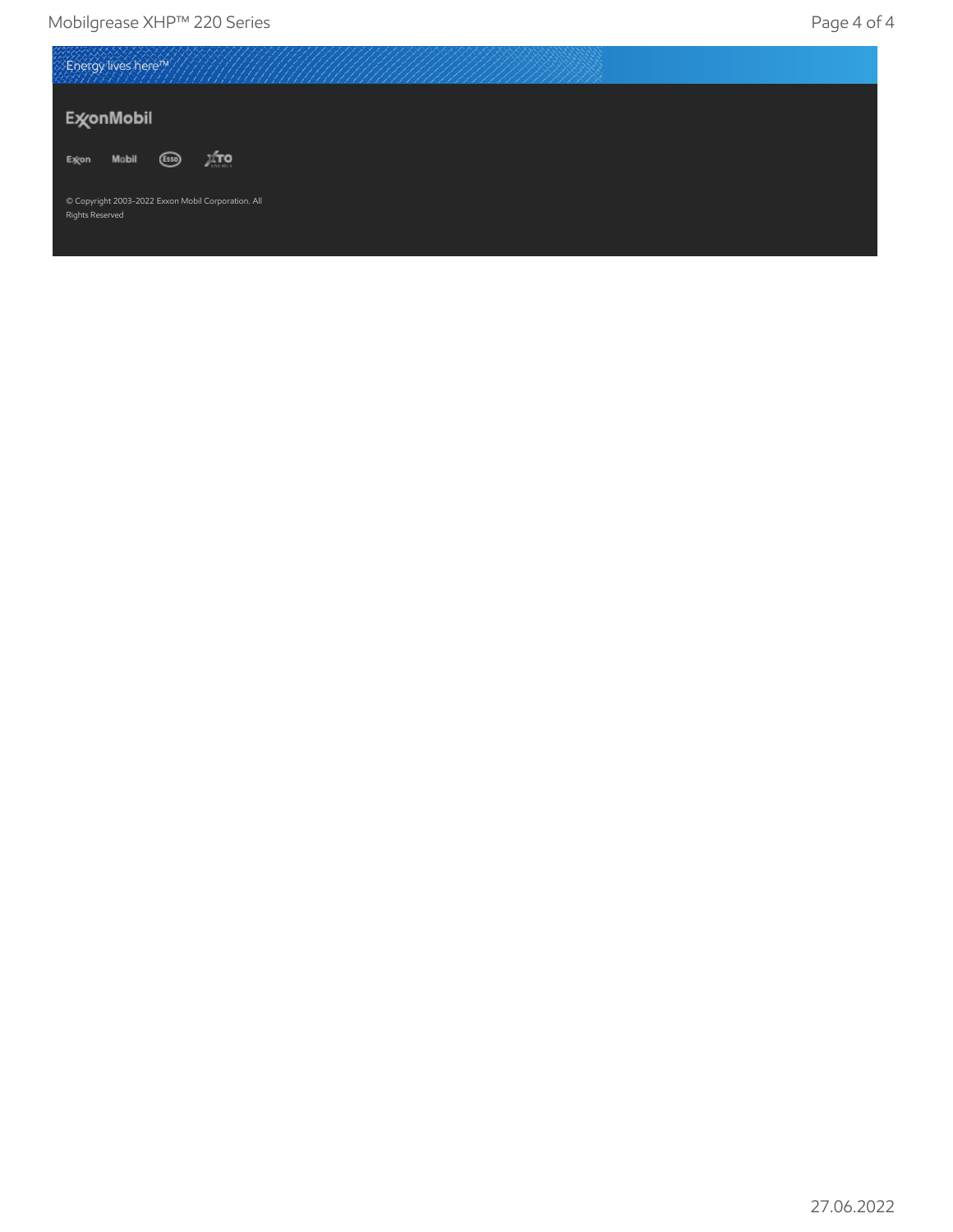Energy lives here™

ExxonMobil

Exxon Mobil Esso XTO

© Copyright 2003-2022 Exxon Mobil Corporation. All Rights Reserved